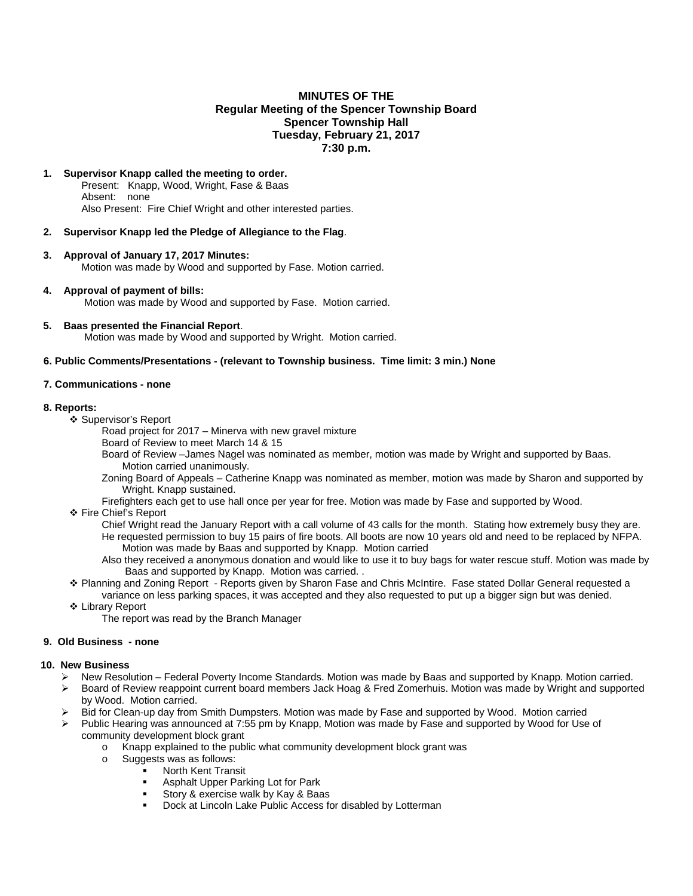**MINUTES OF THE**
**Regular Meeting of the Spencer Township Board**
**Spencer Township Hall**
**Tuesday, February 21, 2017**
**7:30 p.m.**

1. **Supervisor Knapp called the meeting to order.**
   Present: Knapp, Wood, Wright, Fase & Baas
   Absent: none
   Also Present: Fire Chief Wright and other interested parties.

2. **Supervisor Knapp led the Pledge of Allegiance to the Flag**.

3. **Approval of January 17, 2017 Minutes:**
   Motion was made by Wood and supported by Fase. Motion carried.

4. **Approval of payment of bills:**
   Motion was made by Wood and supported by Fase. Motion carried.

5. **Baas presented the Financial Report**.
   Motion was made by Wood and supported by Wright. Motion carried.

**6. Public Comments/Presentations - (relevant to Township business. Time limit: 3 min.) None**

**7. Communications - none**

**8. Reports:**

- ❖ Supervisor's Report
  - Road project for 2017 – Minerva with new gravel mixture
  - Board of Review to meet March 14 & 15
  - Board of Review –James Nagel was nominated as member, motion was made by Wright and supported by Baas. Motion carried unanimously.
  - Zoning Board of Appeals – Catherine Knapp was nominated as member, motion was made by Sharon and supported by Wright. Knapp sustained.
  - Firefighters each get to use hall once per year for free. Motion was made by Fase and supported by Wood.
- ❖ Fire Chief's Report
  - Chief Wright read the January Report with a call volume of 43 calls for the month. Stating how extremely busy they are.
  - He requested permission to buy 15 pairs of fire boots. All boots are now 10 years old and need to be replaced by NFPA. Motion was made by Baas and supported by Knapp. Motion carried
  - Also they received a anonymous donation and would like to use it to buy bags for water rescue stuff. Motion was made by Baas and supported by Knapp. Motion was carried. .
- ❖ Planning and Zoning Report - Reports given by Sharon Fase and Chris McIntire. Fase stated Dollar General requested a variance on less parking spaces, it was accepted and they also requested to put up a bigger sign but was denied.
- ❖ Library Report
  - The report was read by the Branch Manager

**9. Old Business - none**

**10. New Business**

- ➢ New Resolution – Federal Poverty Income Standards. Motion was made by Baas and supported by Knapp. Motion carried.
- ➢ Board of Review reappoint current board members Jack Hoag & Fred Zomerhuis. Motion was made by Wright and supported by Wood. Motion carried.
- ➢ Bid for Clean-up day from Smith Dumpsters. Motion was made by Fase and supported by Wood. Motion carried
- ➢ Public Hearing was announced at 7:55 pm by Knapp, Motion was made by Fase and supported by Wood for Use of community development block grant
  - o Knapp explained to the public what community development block grant was
  - o Suggests was as follows:
    - ▪ North Kent Transit
    - ▪ Asphalt Upper Parking Lot for Park
    - ▪ Story & exercise walk by Kay & Baas
    - ▪ Dock at Lincoln Lake Public Access for disabled by Lotterman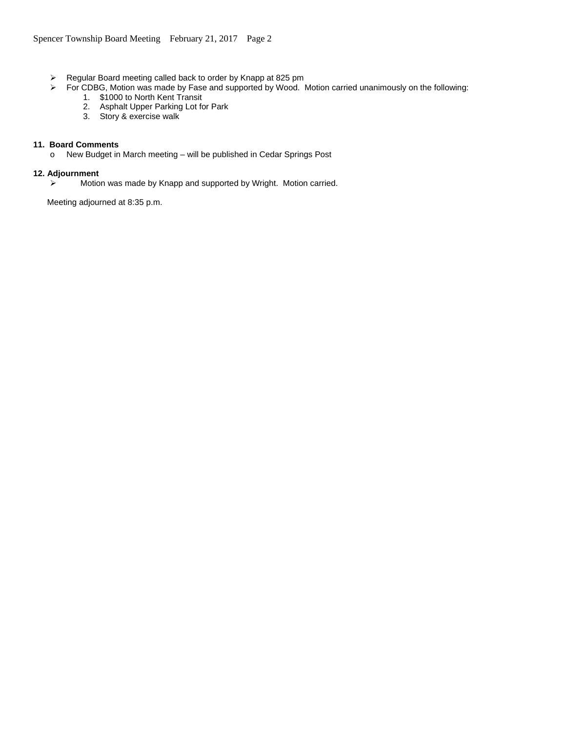- Regular Board meeting called back to order by Knapp at 825 pm
- For CDBG, Motion was made by Fase and supported by Wood. Motion carried unanimously on the following:
    1. $1000 to North Kent Transit
    2. Asphalt Upper Parking Lot for Park
    3. Story & exercise walk

**11. Board Comments**

- New Budget in March meeting – will be published in Cedar Springs Post

**12. Adjournment**

- Motion was made by Knapp and supported by Wright. Motion carried.

Meeting adjourned at 8:35 p.m.